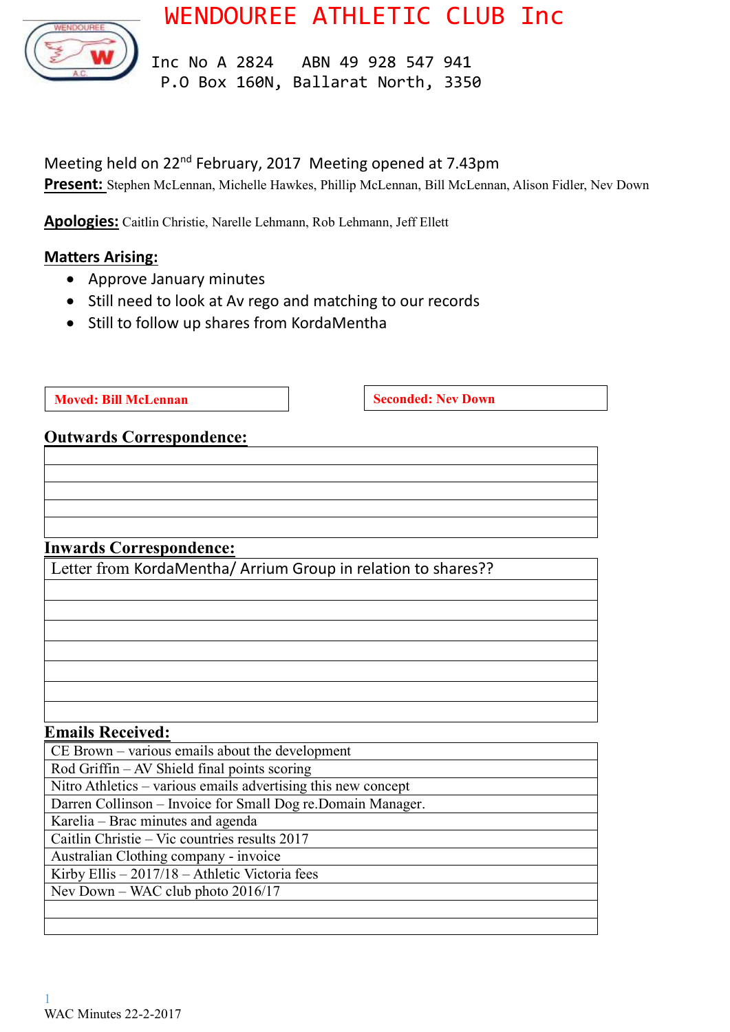# WENDOUREE ATHLETIC CLUB Inc

Inc No A 2824 ABN 49 928 547 941
P.O Box 160N, Ballarat North, 3350

Meeting held on 22nd February, 2017 Meeting opened at 7.43pm

**Present:** Stephen McLennan, Michelle Hawkes, Phillip McLennan, Bill McLennan, Alison Fidler, Nev Down

**Apologies:** Caitlin Christie, Narelle Lehmann, Rob Lehmann, Jeff Ellett

**Matters Arising:**

- Approve January minutes
- Still need to look at Av rego and matching to our records
- Still to follow up shares from KordaMentha

**Moved: Bill McLennan** **Seconded: Nev Down**

**Outwards Correspondence:**

| |
|---|
| |
| |
| |
| |
| |

**Inwards Correspondence:**

| |
|---|
| Letter from KordaMentha/ Arrium Group in relation to shares?? |
| |
| |
| |
| |
| |
| |
| |

**Emails Received:**

| |
|---|
| CE Brown – various emails about the development |
| Rod Griffin – AV Shield final points scoring |
| Nitro Athletics – various emails advertising this new concept |
| Darren Collinson – Invoice for Small Dog re.Domain Manager. |
| Karelia – Brac minutes and agenda |
| Caitlin Christie – Vic countries results 2017 |
| Australian Clothing company - invoice |
| Kirby Ellis – 2017/18 – Athletic Victoria fees |
| Nev Down – WAC club photo 2016/17 |
| |
| |

WAC Minutes 22-2-2017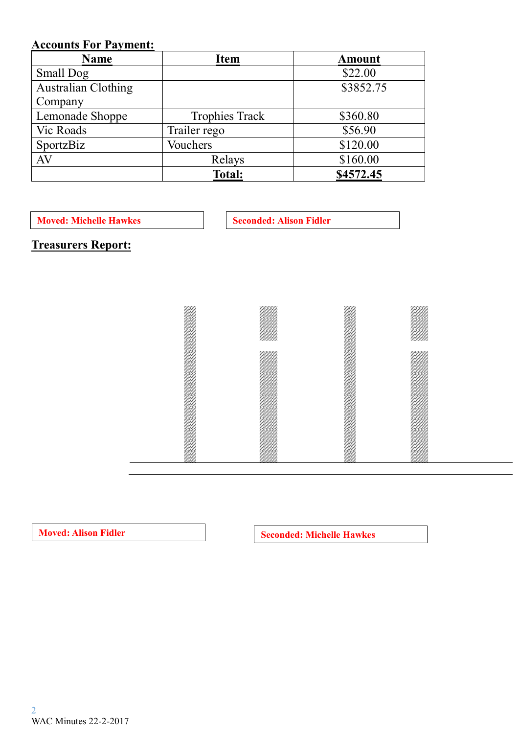## Accounts For Payment:

| Name | Item | Amount |
|---|---|---|
| Small Dog | | $22.00 |
| Australian Clothing Company | | $3852.75 |
| Lemonade Shoppe | Trophies Track | $360.80 |
| Vic Roads | Trailer rego | $56.90 |
| SportzBiz | Vouchers | $120.00 |
| AV | Relays | $160.00 |
| | **Total:** | **$4572.45** |

**Moved: Michelle Hawkes**

**Seconded: Alison Fidler**

## Treasurers Report:

**Moved: Alison Fidler**

**Seconded: Michelle Hawkes**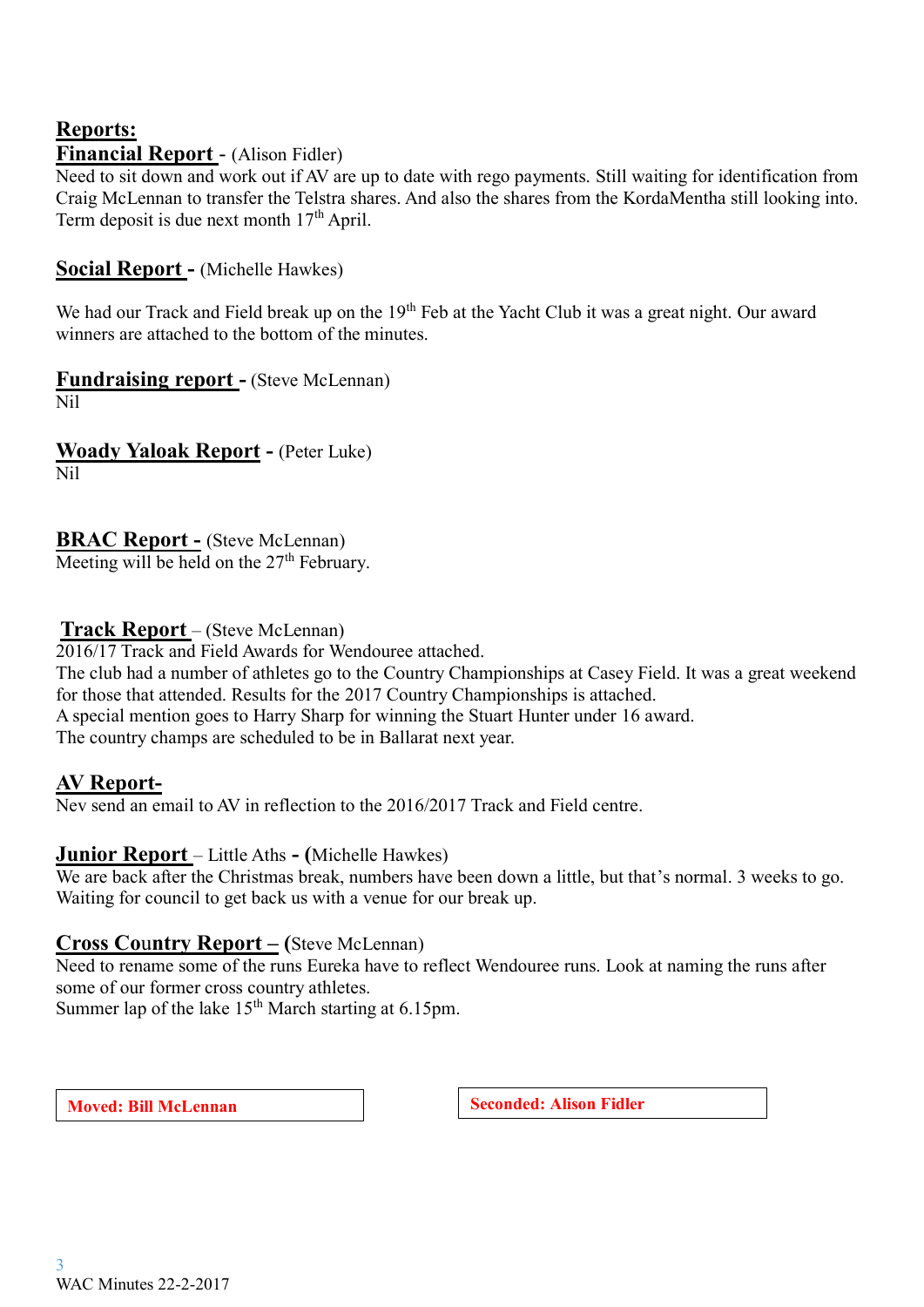**Reports:**

**Financial Report** - (Alison Fidler)
Need to sit down and work out if AV are up to date with rego payments. Still waiting for identification from Craig McLennan to transfer the Telstra shares. And also the shares from the KordaMentha still looking into. Term deposit is due next month 17th April.

**Social Report -** (Michelle Hawkes)

We had our Track and Field break up on the 19th Feb at the Yacht Club it was a great night. Our award winners are attached to the bottom of the minutes.

**Fundraising report -** (Steve McLennan)
Nil

**Woady Yaloak Report -** (Peter Luke)
Nil

**BRAC Report -** (Steve McLennan)
Meeting will be held on the 27th February.

**Track Report** – (Steve McLennan)
2016/17 Track and Field Awards for Wendouree attached.
The club had a number of athletes go to the Country Championships at Casey Field. It was a great weekend for those that attended. Results for the 2017 Country Championships is attached.
A special mention goes to Harry Sharp for winning the Stuart Hunter under 16 award.
The country champs are scheduled to be in Ballarat next year.

**AV Report-**
Nev send an email to AV in reflection to the 2016/2017 Track and Field centre.

**Junior Report** – Little Aths **- (**Michelle Hawkes)
We are back after the Christmas break, numbers have been down a little, but that's normal. 3 weeks to go. Waiting for council to get back us with a venue for our break up.

**Cross Country Report – (**Steve McLennan)
Need to rename some of the runs Eureka have to reflect Wendouree runs. Look at naming the runs after some of our former cross country athletes.
Summer lap of the lake 15th March starting at 6.15pm.

**Moved: Bill McLennan** | **Seconded: Alison Fidler**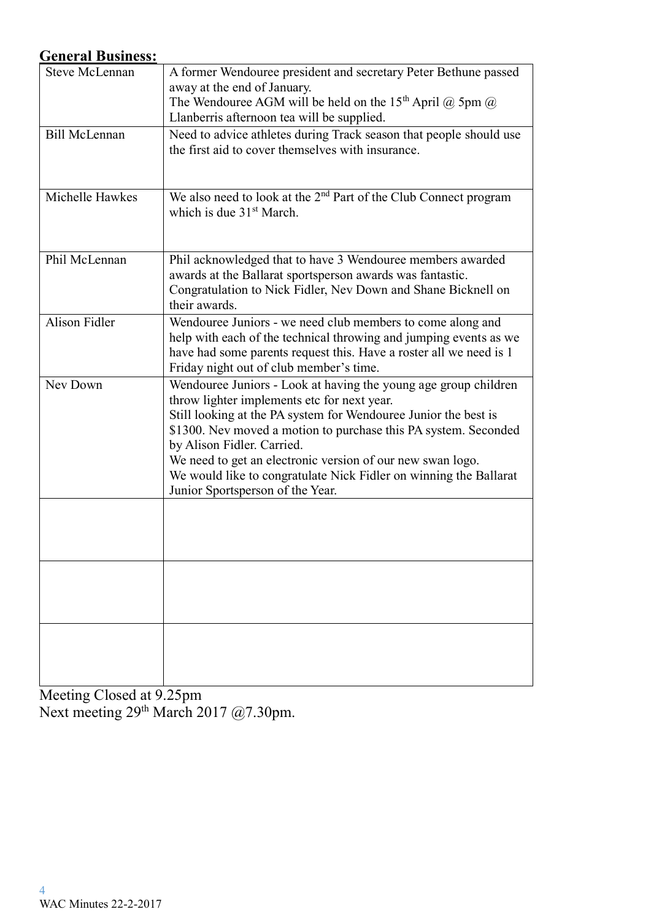## General Business:

| | |
|---|---|
| Steve McLennan | A former Wendouree president and secretary Peter Bethune passed away at the end of January.<br>The Wendouree AGM will be held on the 15th April @ 5pm @ Llanberris afternoon tea will be supplied. |
| Bill McLennan | Need to advice athletes during Track season that people should use the first aid to cover themselves with insurance. |
| Michelle Hawkes | We also need to look at the 2nd Part of the Club Connect program which is due 31st March. |
| Phil McLennan | Phil acknowledged that to have 3 Wendouree members awarded awards at the Ballarat sportsperson awards was fantastic. Congratulation to Nick Fidler, Nev Down and Shane Bicknell on their awards. |
| Alison Fidler | Wendouree Juniors - we need club members to come along and help with each of the technical throwing and jumping events as we have had some parents request this. Have a roster all we need is 1 Friday night out of club member's time. |
| Nev Down | Wendouree Juniors - Look at having the young age group children throw lighter implements etc for next year.<br>Still looking at the PA system for Wendouree Junior the best is \$1300. Nev moved a motion to purchase this PA system. Seconded by Alison Fidler. Carried.<br>We need to get an electronic version of our new swan logo.<br>We would like to congratulate Nick Fidler on winning the Ballarat Junior Sportsperson of the Year. |
| | |
| | |
| | |

Meeting Closed at 9.25pm
Next meeting 29th March 2017 @7.30pm.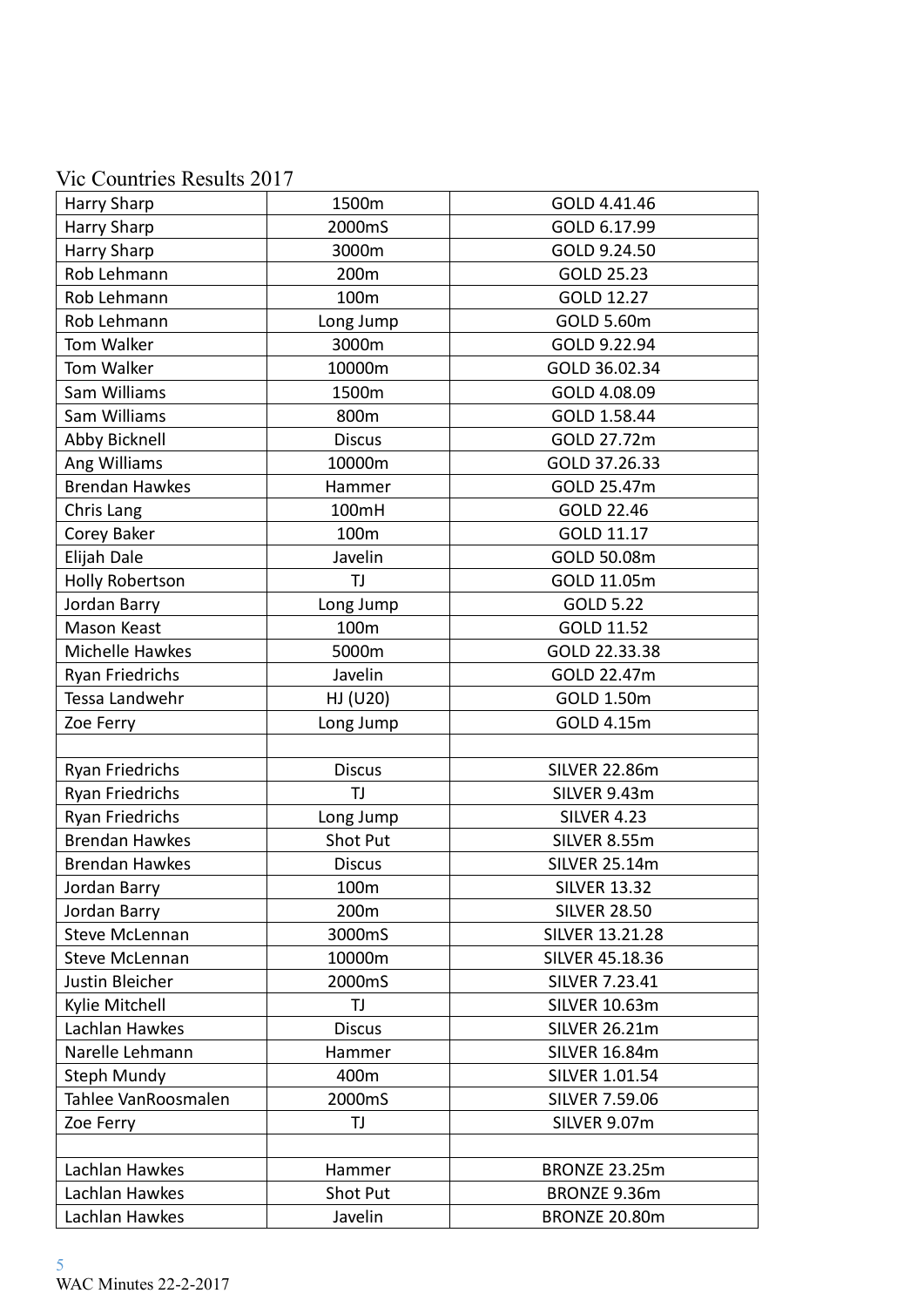Vic Countries Results 2017

| | | |
|---|---|---|
| Harry Sharp | 1500m | GOLD 4.41.46 |
| Harry Sharp | 2000mS | GOLD 6.17.99 |
| Harry Sharp | 3000m | GOLD 9.24.50 |
| Rob Lehmann | 200m | GOLD 25.23 |
| Rob Lehmann | 100m | GOLD 12.27 |
| Rob Lehmann | Long Jump | GOLD 5.60m |
| Tom Walker | 3000m | GOLD 9.22.94 |
| Tom Walker | 10000m | GOLD 36.02.34 |
| Sam Williams | 1500m | GOLD 4.08.09 |
| Sam Williams | 800m | GOLD 1.58.44 |
| Abby Bicknell | Discus | GOLD 27.72m |
| Ang Williams | 10000m | GOLD 37.26.33 |
| Brendan Hawkes | Hammer | GOLD 25.47m |
| Chris Lang | 100mH | GOLD 22.46 |
| Corey Baker | 100m | GOLD 11.17 |
| Elijah Dale | Javelin | GOLD 50.08m |
| Holly Robertson | TJ | GOLD 11.05m |
| Jordan Barry | Long Jump | GOLD 5.22 |
| Mason Keast | 100m | GOLD 11.52 |
| Michelle Hawkes | 5000m | GOLD 22.33.38 |
| Ryan Friedrichs | Javelin | GOLD 22.47m |
| Tessa Landwehr | HJ (U20) | GOLD 1.50m |
| Zoe Ferry | Long Jump | GOLD 4.15m |
| | | |
| Ryan Friedrichs | Discus | SILVER 22.86m |
| Ryan Friedrichs | TJ | SILVER 9.43m |
| Ryan Friedrichs | Long Jump | SILVER 4.23 |
| Brendan Hawkes | Shot Put | SILVER 8.55m |
| Brendan Hawkes | Discus | SILVER 25.14m |
| Jordan Barry | 100m | SILVER 13.32 |
| Jordan Barry | 200m | SILVER 28.50 |
| Steve McLennan | 3000mS | SILVER 13.21.28 |
| Steve McLennan | 10000m | SILVER 45.18.36 |
| Justin Bleicher | 2000mS | SILVER 7.23.41 |
| Kylie Mitchell | TJ | SILVER 10.63m |
| Lachlan Hawkes | Discus | SILVER 26.21m |
| Narelle Lehmann | Hammer | SILVER 16.84m |
| Steph Mundy | 400m | SILVER 1.01.54 |
| Tahlee VanRoosmalen | 2000mS | SILVER 7.59.06 |
| Zoe Ferry | TJ | SILVER 9.07m |
| | | |
| Lachlan Hawkes | Hammer | BRONZE 23.25m |
| Lachlan Hawkes | Shot Put | BRONZE 9.36m |
| Lachlan Hawkes | Javelin | BRONZE 20.80m |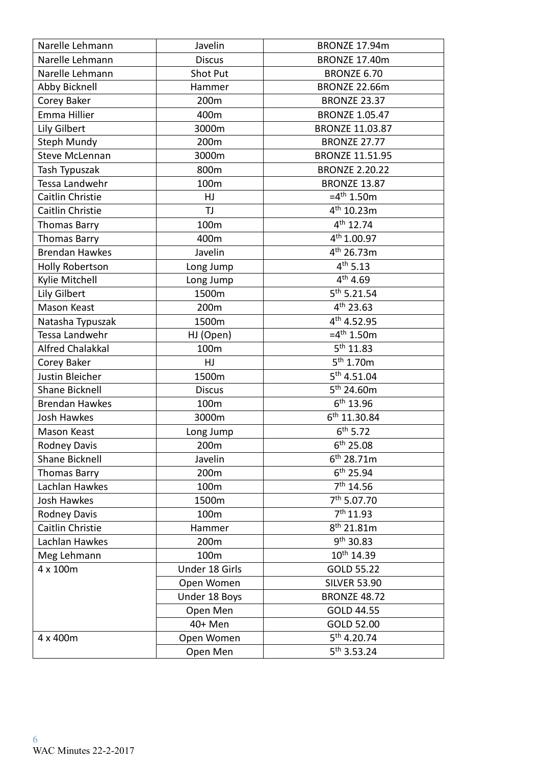| | | |
|---|---|---|
| Narelle Lehmann | Javelin | BRONZE 17.94m |
| Narelle Lehmann | Discus | BRONZE 17.40m |
| Narelle Lehmann | Shot Put | BRONZE 6.70 |
| Abby Bicknell | Hammer | BRONZE 22.66m |
| Corey Baker | 200m | BRONZE 23.37 |
| Emma Hillier | 400m | BRONZE 1.05.47 |
| Lily Gilbert | 3000m | BRONZE 11.03.87 |
| Steph Mundy | 200m | BRONZE 27.77 |
| Steve McLennan | 3000m | BRONZE 11.51.95 |
| Tash Typuszak | 800m | BRONZE 2.20.22 |
| Tessa Landwehr | 100m | BRONZE 13.87 |
| Caitlin Christie | HJ | =4th 1.50m |
| Caitlin Christie | TJ | 4th 10.23m |
| Thomas Barry | 100m | 4th 12.74 |
| Thomas Barry | 400m | 4th 1.00.97 |
| Brendan Hawkes | Javelin | 4th 26.73m |
| Holly Robertson | Long Jump | 4th 5.13 |
| Kylie Mitchell | Long Jump | 4th 4.69 |
| Lily Gilbert | 1500m | 5th 5.21.54 |
| Mason Keast | 200m | 4th 23.63 |
| Natasha Typuszak | 1500m | 4th 4.52.95 |
| Tessa Landwehr | HJ (Open) | =4th 1.50m |
| Alfred Chalakkal | 100m | 5th 11.83 |
| Corey Baker | HJ | 5th 1.70m |
| Justin Bleicher | 1500m | 5th 4.51.04 |
| Shane Bicknell | Discus | 5th 24.60m |
| Brendan Hawkes | 100m | 6th 13.96 |
| Josh Hawkes | 3000m | 6th 11.30.84 |
| Mason Keast | Long Jump | 6th 5.72 |
| Rodney Davis | 200m | 6th 25.08 |
| Shane Bicknell | Javelin | 6th 28.71m |
| Thomas Barry | 200m | 6th 25.94 |
| Lachlan Hawkes | 100m | 7th 14.56 |
| Josh Hawkes | 1500m | 7th 5.07.70 |
| Rodney Davis | 100m | 7th 11.93 |
| Caitlin Christie | Hammer | 8th 21.81m |
| Lachlan Hawkes | 200m | 9th 30.83 |
| Meg Lehmann | 100m | 10th 14.39 |
| 4 x 100m | Under 18 Girls | GOLD 55.22 |
| | Open Women | SILVER 53.90 |
| | Under 18 Boys | BRONZE 48.72 |
| | Open Men | GOLD 44.55 |
| | 40+ Men | GOLD 52.00 |
| 4 x 400m | Open Women | 5th 4.20.74 |
| | Open Men | 5th 3.53.24 |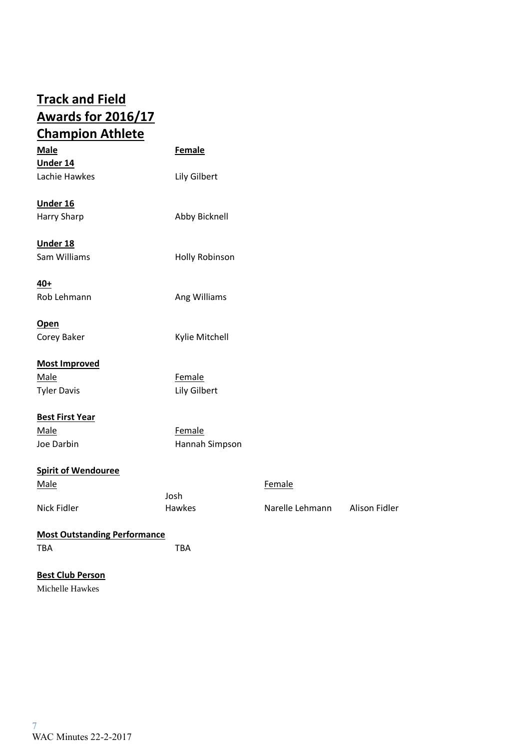# Track and Field Awards for 2016/17

## Champion Athlete

| **Male** | **Female** |
|---|---|
| **Under 14** | |
| Lachie Hawkes | Lily Gilbert |
| **Under 16** | |
| Harry Sharp | Abby Bicknell |
| **Under 18** | |
| Sam Williams | Holly Robinson |
| **40+** | |
| Rob Lehmann | Ang Williams |
| **Open** | |
| Corey Baker | Kylie Mitchell |

**Most Improved**

| Male | Female |
|---|---|
| Tyler Davis | Lily Gilbert |

**Best First Year**

| Male | Female |
|---|---|
| Joe Darbin | Hannah Simpson |

**Spirit of Wendouree**

| Male | | Female | |
|---|---|---|---|
| Nick Fidler | Josh Hawkes | Narelle Lehmann | Alison Fidler |

**Most Outstanding Performance**

| | |
|---|---|
| TBA | TBA |

**Best Club Person**

Michelle Hawkes